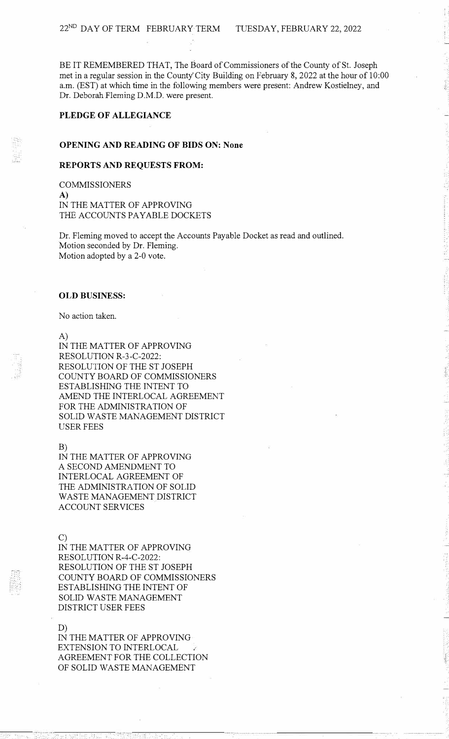22ND DAY OF TERM FEBRUARY TERM TUESDAY, FEBRUARY 22, 2022

BE IT REMEMBERED THAT, The Board of Commissioners of the County of St. Joseph met in a regular session in the County City Building on February 8, 2022 at the hour of 10:00 a.m. (EST) at which time in the following members were present: Andrew Kostielney, and Dr. Deborah Fleming D.M.D. were present.

**PLEDGE OF ALLEGIANCE**

**OPENING AND READING OF BIDS ON: None**

**REPORTS AND REQUESTS FROM:**

COMMISSIONERS

**A)**
IN THE MATTER OF APPROVING
THE ACCOUNTS PAYABLE DOCKETS

Dr. Fleming moved to accept the Accounts Payable Docket as read and outlined.
Motion seconded by Dr. Fleming.
Motion adopted by a 2-0 vote.

**OLD BUSINESS:**

No action taken.

A)
IN THE MATTER OF APPROVING
RESOLUTION R-3-C-2022:
RESOLUTION OF THE ST JOSEPH
COUNTY BOARD OF COMMISSIONERS
ESTABLISHING THE INTENT TO
AMEND THE INTERLOCAL AGREEMENT
FOR THE ADMINISTRATION OF
SOLID WASTE MANAGEMENT DISTRICT
USER FEES

B)
IN THE MATTER OF APPROVING
A SECOND AMENDMENT TO
INTERLOCAL AGREEMENT OF
THE ADMINISTRATION OF SOLID
WASTE MANAGEMENT DISTRICT
ACCOUNT SERVICES

C)
IN THE MATTER OF APPROVING
RESOLUTION R-4-C-2022:
RESOLUTION OF THE ST JOSEPH
COUNTY BOARD OF COMMISSIONERS
ESTABLISHING THE INTENT OF
SOLID WASTE MANAGEMENT
DISTRICT USER FEES

D)
IN THE MATTER OF APPROVING
EXTENSION TO INTERLOCAL
AGREEMENT FOR THE COLLECTION
OF SOLID WASTE MANAGEMENT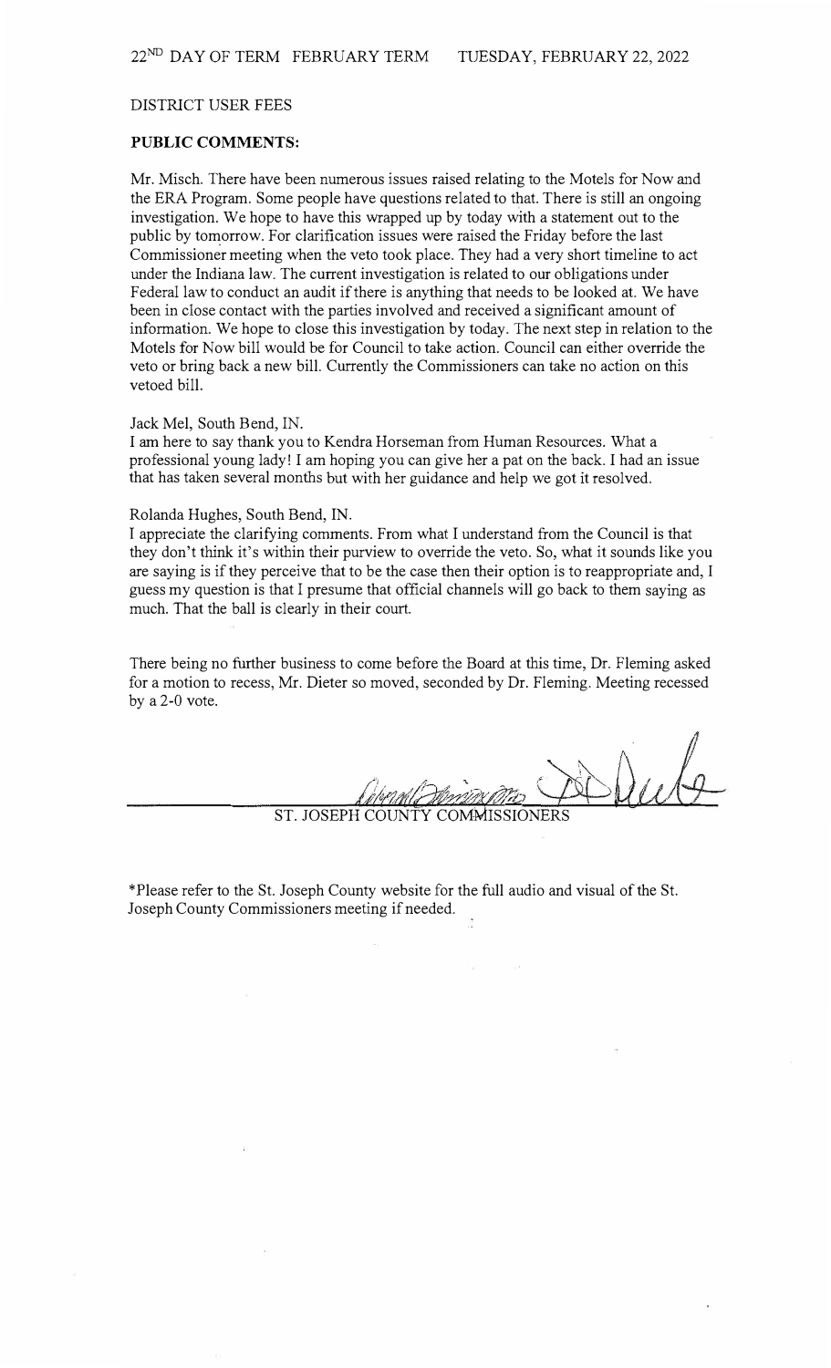DISTRICT USER FEES

**PUBLIC COMMENTS:**

Mr. Misch. There have been numerous issues raised relating to the Motels for Now and the ERA Program. Some people have questions related to that. There is still an ongoing investigation. We hope to have this wrapped up by today with a statement out to the public by tomorrow. For clarification issues were raised the Friday before the last Commissioner meeting when the veto took place. They had a very short timeline to act under the Indiana law. The current investigation is related to our obligations under Federal law to conduct an audit if there is anything that needs to be looked at. We have been in close contact with the parties involved and received a significant amount of information. We hope to close this investigation by today. The next step in relation to the Motels for Now bill would be for Council to take action. Council can either override the veto or bring back a new bill. Currently the Commissioners can take no action on this vetoed bill.

Jack Mel, South Bend, IN.
I am here to say thank you to Kendra Horseman from Human Resources. What a professional young lady! I am hoping you can give her a pat on the back. I had an issue that has taken several months but with her guidance and help we got it resolved.

Rolanda Hughes, South Bend, IN.
I appreciate the clarifying comments. From what I understand from the Council is that they don't think it's within their purview to override the veto. So, what it sounds like you are saying is if they perceive that to be the case then their option is to reappropriate and, I guess my question is that I presume that official channels will go back to them saying as much. That the ball is clearly in their court.

There being no further business to come before the Board at this time, Dr. Fleming asked for a motion to recess, Mr. Dieter so moved, seconded by Dr. Fleming. Meeting recessed by a 2-0 vote.

ST. JOSEPH COUNTY COMMISSIONERS

*Please refer to the St. Joseph County website for the full audio and visual of the St. Joseph County Commissioners meeting if needed.